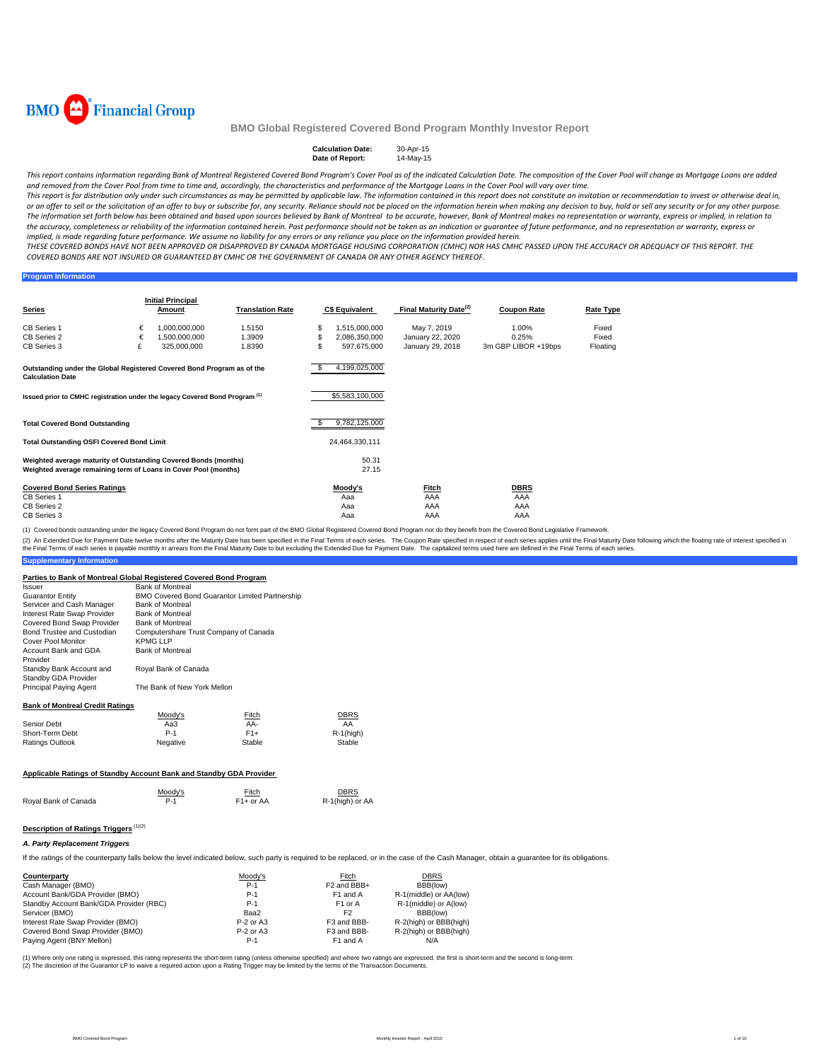BMO Financial Group

# BMO Global Registered Covered Bond Program Monthly Investor Report

| | |
|---|---|
| **Calculation Date:** | 30-Apr-15 |
| **Date of Report:** | 14-May-15 |

*This report contains information regarding Bank of Montreal Registered Covered Bond Program's Cover Pool as of the indicated Calculation Date. The composition of the Cover Pool will change as Mortgage Loans are added and removed from the Cover Pool from time to time and, accordingly, the characteristics and performance of the Mortgage Loans in the Cover Pool will vary over time.*

*This report is for distribution only under such circumstances as may be permitted by applicable law. The information contained in this report does not constitute an invitation or recommendation to invest or otherwise deal in, or an offer to sell or the solicitation of an offer to buy or subscribe for, any security. Reliance should not be placed on the information herein when making any decision to buy, hold or sell any security or for any other purpose. The information set forth below has been obtained and based upon sources believed by Bank of Montreal to be accurate, however, Bank of Montreal makes no representation or warranty, express or implied, in relation to the accuracy, completeness or reliability of the information contained herein. Past performance should not be taken as an indication or guarantee of future performance, and no representation or warranty, express or implied, is made regarding future performance. We assume no liability for any errors or any reliance you place on the information provided herein.*

*THESE COVERED BONDS HAVE NOT BEEN APPROVED OR DISAPPROVED BY CANADA MORTGAGE HOUSING CORPORATION (CMHC) NOR HAS CMHC PASSED UPON THE ACCURACY OR ADEQUACY OF THIS REPORT. THE COVERED BONDS ARE NOT INSURED OR GUARANTEED BY CMHC OR THE GOVERNMENT OF CANADA OR ANY OTHER AGENCY THEREOF.*

## Program Information

| Series | | Initial Principal Amount | Translation Rate | C$ Equivalent | Final Maturity Date[(2)] | Coupon Rate | Rate Type |
|---|---|---|---|---|---|---|---|
| CB Series 1 | € | 1,000,000,000 | 1.5150 | $ 1,515,000,000 | May 7, 2019 | 1.00% | Fixed |
| CB Series 2 | € | 1,500,000,000 | 1.3909 | $ 2,086,350,000 | January 22, 2020 | 0.25% | Fixed |
| CB Series 3 | £ | 325,000,000 | 1.8390 | $ 597,675,000 | January 29, 2018 | 3m GBP LIBOR +19bps | Floating |

| | |
|---|---|
| **Outstanding under the Global Registered Covered Bond Program as of the Calculation Date** | $ 4,199,025,000 |
| **Issued prior to CMHC registration under the legacy Covered Bond Program** [(1)] | $5,583,100,000 |
| **Total Covered Bond Outstanding** | $ 9,782,125,000 |
| **Total Outstanding OSFI Covered Bond Limit** | 24,464,330,111 |
| **Weighted average maturity of Outstanding Covered Bonds (months)** | 50.31 |
| **Weighted average remaining term of Loans in Cover Pool (months)** | 27.15 |

| **Covered Bond Series Ratings** | Moody's | Fitch | DBRS |
|---|---|---|---|
| CB Series 1 | Aaa | AAA | AAA |
| CB Series 2 | Aaa | AAA | AAA |
| CB Series 3 | Aaa | AAA | AAA |

(1) Covered bonds outstanding under the legacy Covered Bond Program do not form part of the BMO Global Registered Covered Bond Program nor do they benefit from the Covered Bond Legislative Framework.

(2) An Extended Due for Payment Date twelve months after the Maturity Date has been specified in the Final Terms of each series. The Coupon Rate specified in respect of each series applies until the Final Maturity Date following which the floating rate of interest specified in the Final Terms of each series is payable monthly in arrears from the Final Maturity Date to but excluding the Extended Due for Payment Date. The capitalized terms used here are defined in the Final Terms of each series.

## Supplementary Information

**Parties to Bank of Montreal Global Registered Covered Bond Program**

| | |
|---|---|
| Issuer | Bank of Montreal |
| Guarantor Entity | BMO Covered Bond Guarantor Limited Partnership |
| Servicer and Cash Manager | Bank of Montreal |
| Interest Rate Swap Provider | Bank of Montreal |
| Covered Bond Swap Provider | Bank of Montreal |
| Bond Trustee and Custodian | Computershare Trust Company of Canada |
| Cover Pool Monitor | KPMG LLP |
| Account Bank and GDA Provider | Bank of Montreal |
| Standby Bank Account and Standby GDA Provider | Royal Bank of Canada |
| Principal Paying Agent | The Bank of New York Mellon |

**Bank of Montreal Credit Ratings**

| | Moody's | Fitch | DBRS |
|---|---|---|---|
| Senior Debt | Aa3 | AA- | AA |
| Short-Term Debt | P-1 | F1+ | R-1(high) |
| Ratings Outlook | Negative | Stable | Stable |

**Applicable Ratings of Standby Account Bank and Standby GDA Provider**

| | Moody's | Fitch | DBRS |
|---|---|---|---|
| Royal Bank of Canada | P-1 | F1+ or AA | R-1(high) or AA |

**Description of Ratings Triggers** [(1)(2)]

***A. Party Replacement Triggers***

If the ratings of the counterparty falls below the level indicated below, such party is required to be replaced, or in the case of the Cash Manager, obtain a guarantee for its obligations.

| Counterparty | Moody's | Fitch | DBRS |
|---|---|---|---|
| Cash Manager (BMO) | P-1 | F2 and BBB+ | BBB(low) |
| Account Bank/GDA Provider (BMO) | P-1 | F1 and A | R-1(middle) or AA(low) |
| Standby Account Bank/GDA Provider (RBC) | P-1 | F1 or A | R-1(middle) or A(low) |
| Servicer (BMO) | Baa2 | F2 | BBB(low) |
| Interest Rate Swap Provider (BMO) | P-2 or A3 | F3 and BBB- | R-2(high) or BBB(high) |
| Covered Bond Swap Provider (BMO) | P-2 or A3 | F3 and BBB- | R-2(high) or BBB(high) |
| Paying Agent (BNY Mellon) | P-1 | F1 and A | N/A |

(1) Where only one rating is expressed, this rating represents the short-term rating (unless otherwise specified) and where two ratings are expressed, the first is short-term and the second is long-term.
(2) The discretion of the Guarantor LP to waive a required action upon a Rating Trigger may be limited by the terms of the Transaction Documents.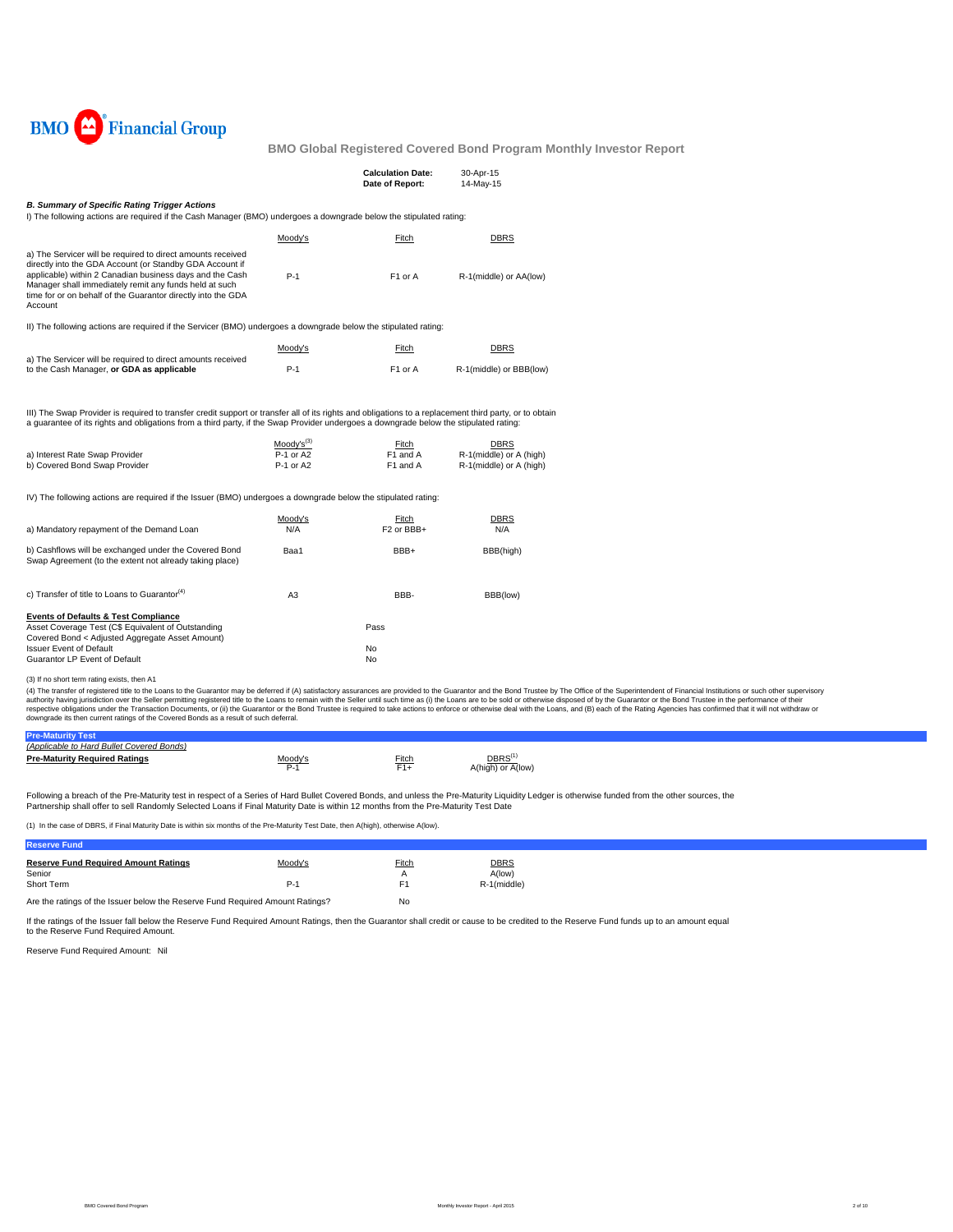BMO Financial Group

## BMO Global Registered Covered Bond Program Monthly Investor Report

| | |
|---|---|
| **Calculation Date:** | 30-Apr-15 |
| **Date of Report:** | 14-May-15 |

### *B. Summary of Specific Rating Trigger Actions*

I) The following actions are required if the Cash Manager (BMO) undergoes a downgrade below the stipulated rating:

| | Moody's | Fitch | DBRS |
|---|---|---|---|
| a) The Servicer will be required to direct amounts received directly into the GDA Account (or Standby GDA Account if applicable) within 2 Canadian business days and the Cash Manager shall immediately remit any funds held at such time for or on behalf of the Guarantor directly into the GDA Account | P-1 | F1 or A | R-1(middle) or AA(low) |

II) The following actions are required if the Servicer (BMO) undergoes a downgrade below the stipulated rating:

| | Moody's | Fitch | DBRS |
|---|---|---|---|
| a) The Servicer will be required to direct amounts received to the Cash Manager, **or GDA as applicable** | P-1 | F1 or A | R-1(middle) or BBB(low) |

III) The Swap Provider is required to transfer credit support or transfer all of its rights and obligations to a replacement third party, or to obtain a guarantee of its rights and obligations from a third party, if the Swap Provider undergoes a downgrade below the stipulated rating:

| | Moody's[3] | Fitch | DBRS |
|---|---|---|---|
| a) Interest Rate Swap Provider | P-1 or A2 | F1 and A | R-1(middle) or A (high) |
| b) Covered Bond Swap Provider | P-1 or A2 | F1 and A | R-1(middle) or A (high) |

IV) The following actions are required if the Issuer (BMO) undergoes a downgrade below the stipulated rating:

| | Moody's | Fitch | DBRS |
|---|---|---|---|
| a) Mandatory repayment of the Demand Loan | N/A | F2 or BBB+ | N/A |
| b) Cashflows will be exchanged under the Covered Bond Swap Agreement (to the extent not already taking place) | Baa1 | BBB+ | BBB(high) |
| c) Transfer of title to Loans to Guarantor[4] | A3 | BBB- | BBB(low) |

| **Events of Defaults & Test Compliance** | |
|---|---|
| Asset Coverage Test (C$ Equivalent of Outstanding Covered Bond < Adjusted Aggregate Asset Amount) | Pass |
| Issuer Event of Default | No |
| Guarantor LP Event of Default | No |

(3) If no short term rating exists, then A1

(4) The transfer of registered title to the Loans to the Guarantor may be deferred if (A) satisfactory assurances are provided to the Guarantor and the Bond Trustee by The Office of the Superintendent of Financial Institutions or such other supervisory authority having jurisdiction over the Seller permitting registered title to the Loans to remain with the Seller until such time as (i) the Loans are to be sold or otherwise disposed of by the Guarantor or the Bond Trustee in the performance of their respective obligations under the Transaction Documents, or (ii) the Guarantor or the Bond Trustee is required to take actions to enforce or otherwise deal with the Loans, and (B) each of the Rating Agencies has confirmed that it will not withdraw or downgrade its then current ratings of the Covered Bonds as a result of such deferral.

### Pre-Maturity Test

*(Applicable to Hard Bullet Covered Bonds)*

| **Pre-Maturity Required Ratings** | Moody's | Fitch | DBRS[1] |
|---|---|---|---|
| | P-1 | F1+ | A(high) or A(low) |

Following a breach of the Pre-Maturity test in respect of a Series of Hard Bullet Covered Bonds, and unless the Pre-Maturity Liquidity Ledger is otherwise funded from the other sources, the Partnership shall offer to sell Randomly Selected Loans if Final Maturity Date is within 12 months from the Pre-Maturity Test Date

(1) In the case of DBRS, if Final Maturity Date is within six months of the Pre-Maturity Test Date, then A(high), otherwise A(low).

### Reserve Fund

| **Reserve Fund Required Amount Ratings** | Moody's | Fitch | DBRS |
|---|---|---|---|
| Senior | | A | A(low) |
| Short Term | P-1 | F1 | R-1(middle) |
| Are the ratings of the Issuer below the Reserve Fund Required Amount Ratings? | | No | |

If the ratings of the Issuer fall below the Reserve Fund Required Amount Ratings, then the Guarantor shall credit or cause to be credited to the Reserve Fund funds up to an amount equal to the Reserve Fund Required Amount.

Reserve Fund Required Amount: Nil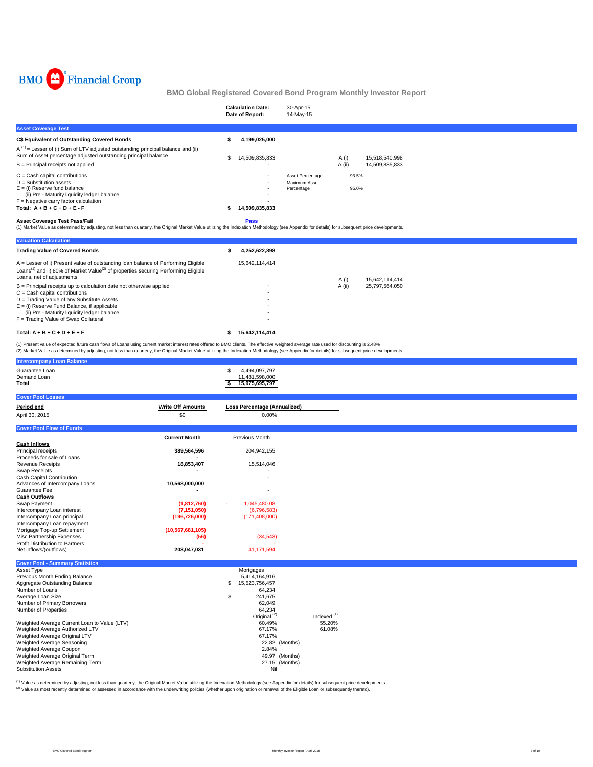# BMO Global Registered Covered Bond Program Monthly Investor Report

| | |
|---|---|
| Calculation Date: | 30-Apr-15 |
| Date of Report: | 14-May-15 |

## Asset Coverage Test

| | | | | |
|---|---|---|---|---|
| **C$ Equivalent of Outstanding Covered Bonds** | $ 4,199,025,000 | | | |
| A [1] = Lesser of (i) Sum of LTV adjusted outstanding principal balance and (ii) Sum of Asset percentage adjusted outstanding principal balance | $ 14,509,835,833 | | A (i) | 15,518,540,998 |
| B = Principal receipts not applied | - | | A (ii) | 14,509,835,833 |
| C = Cash capital contributions | - | Asset Percentage | 93.5% | |
| D = Substitution assets | - | Maximum Asset Percentage | 95.0% | |
| E = (i) Reserve fund balance | - | | | |
| (ii) Pre - Maturity liquidity ledger balance | - | | | |
| F = Negative carry factor calculation | - | | | |
| **Total: A + B + C + D + E - F** | **$ 14,509,835,833** | | | |

**Asset Coverage Test Pass/Fail** **Pass**

(1) Market Value as determined by adjusting, not less than quarterly, the Original Market Value utilizing the Indexation Methodology (see Appendix for details) for subsequent price developments.

## Valuation Calculation

| | | | |
|---|---|---|---|
| **Trading Value of Covered Bonds** | **$ 4,252,622,898** | | |
| A = Lesser of i) Present value of outstanding loan balance of Performing Eligible Loans[1] and ii) 80% of Market Value[2] of properties securing Performing Eligible Loans, net of adjustments | 15,642,114,414 | A (i) | 15,642,114,414 |
| B = Principal receipts up to calculation date not otherwise applied | - | A (ii) | 25,797,564,050 |
| C = Cash capital contributions | - | | |
| D = Trading Value of any Substitute Assets | - | | |
| E = (i) Reserve Fund Balance, if applicable | - | | |
| (ii) Pre - Maturity liquidity ledger balance | - | | |
| F = Trading Value of Swap Collateral | - | | |
| **Total: A + B + C + D + E + F** | **$ 15,642,114,414** | | |

(1) Present value of expected future cash flows of Loans using current market interest rates offered to BMO clients. The effective weighted average rate used for discounting is 2.48%

(2) Market Value as determined by adjusting, not less than quarterly, the Original Market Value utilizing the Indexation Methodology (see Appendix for details) for subsequent price developments.

## Intercompany Loan Balance

| | |
|---|---|
| Guarantee Loan | $ 4,494,097,797 |
| Demand Loan | 11,481,598,000 |
| **Total** | **$ 15,975,695,797** |

## Cover Pool Losses

| **Period end** | **Write Off Amounts** | **Loss Percentage (Annualized)** |
|---|---|---|
| April 30, 2015 | $0 | 0.00% |

## Cover Pool Flow of Funds

| | **Current Month** | Previous Month |
|---|---|---|
| **Cash Inflows** | | |
| Principal receipts | **389,564,596** | 204,942,155 |
| Proceeds for sale of Loans | **-** | |
| Revenue Receipts | **18,853,407** | 15,514,046 |
| Swap Receipts | **-** | - |
| Cash Capital Contribution | | - |
| Advances of Intercompany Loans | **10,568,000,000** | |
| Guarantee Fee | **-** | - |
| **Cash Outflows** | | |
| Swap Payment | **(1,812,760)** | - 1,045,480.08 |
| Intercompany Loan interest | **(7,151,050)** | (6,796,583) |
| Intercompany Loan principal | **(196,726,000)** | (171,408,000) |
| Intercompany Loan repayment | | |
| Mortgage Top-up Settlement | **(10,567,681,105)** | |
| Misc Partnership Expenses | **(56)** | (34,543) |
| Profit Distribution to Partners | **-** | - |
| Net inflows/(outflows) | **203,047,031** | 41,171,594 |

## Cover Pool - Summary Statistics

| | | |
|---|---|---|
| Asset Type | Mortgages | |
| Previous Month Ending Balance | 5,414,164,916 | |
| Aggregate Outstanding Balance | $ 15,523,756,457 | |
| Number of Loans | 64,234 | |
| Average Loan Size | $ 241,675 | |
| Number of Primary Borrowers | 62,049 | |
| Number of Properties | 64,234 | |
| | Original [2] | Indexed [1] |
| Weighted Average Current Loan to Value (LTV) | 60.49% | 55.20% |
| Weighted Average Authorized LTV | 67.17% | 61.08% |
| Weighted Average Original LTV | 67.17% | |
| Weighted Average Seasoning | 22.82 (Months) | |
| Weighted Average Coupon | 2.84% | |
| Weighted Average Original Term | 49.97 (Months) | |
| Weighted Average Remaining Term | 27.15 (Months) | |
| Substitution Assets | Nil | |

[1] Value as determined by adjusting, not less than quarterly, the Original Market Value utilizing the Indexation Methodology (see Appendix for details) for subsequent price developments.

[2] Value as most recently determined or assessed in accordance with the underwriting policies (whether upon origination or renewal of the Eligible Loan or subsequently thereto).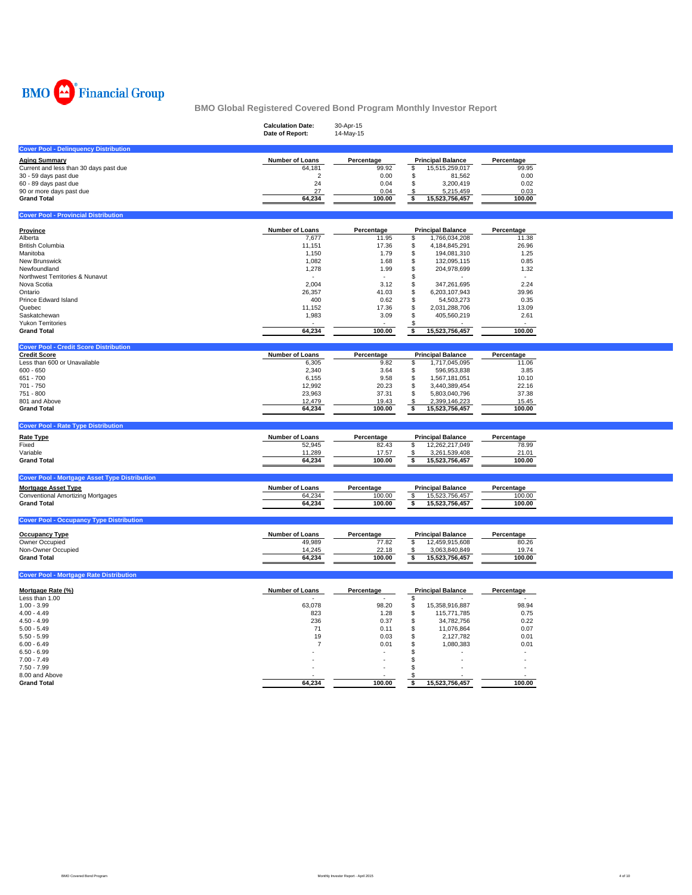BMO Financial Group

## BMO Global Registered Covered Bond Program Monthly Investor Report

**Calculation Date:** 30-Apr-15
**Date of Report:** 14-May-15

### Cover Pool - Delinquency Distribution

| Aging Summary | Number of Loans | Percentage | Principal Balance | Percentage |
|---|---|---|---|---|
| Current and less than 30 days past due | 64,181 | 99.92 | $ 15,515,259,017 | 99.95 |
| 30 - 59 days past due | 2 | 0.00 | $ 81,562 | 0.00 |
| 60 - 89 days past due | 24 | 0.04 | $ 3,200,419 | 0.02 |
| 90 or more days past due | 27 | 0.04 | $ 5,215,459 | 0.03 |
| **Grand Total** | **64,234** | **100.00** | **$ 15,523,756,457** | **100.00** |

### Cover Pool - Provincial Distribution

| Province | Number of Loans | Percentage | Principal Balance | Percentage |
|---|---|---|---|---|
| Alberta | 7,677 | 11.95 | $ 1,766,034,208 | 11.38 |
| British Columbia | 11,151 | 17.36 | $ 4,184,845,291 | 26.96 |
| Manitoba | 1,150 | 1.79 | $ 194,081,310 | 1.25 |
| New Brunswick | 1,082 | 1.68 | $ 132,095,115 | 0.85 |
| Newfoundland | 1,278 | 1.99 | $ 204,978,699 | 1.32 |
| Northwest Territories & Nunavut | - | - | $ - | - |
| Nova Scotia | 2,004 | 3.12 | $ 347,261,695 | 2.24 |
| Ontario | 26,357 | 41.03 | $ 6,203,107,943 | 39.96 |
| Prince Edward Island | 400 | 0.62 | $ 54,503,273 | 0.35 |
| Quebec | 11,152 | 17.36 | $ 2,031,288,706 | 13.09 |
| Saskatchewan | 1,983 | 3.09 | $ 405,560,219 | 2.61 |
| Yukon Territories | - | - | $ - | - |
| **Grand Total** | **64,234** | **100.00** | **$ 15,523,756,457** | **100.00** |

### Cover Pool - Credit Score Distribution

| Credit Score | Number of Loans | Percentage | Principal Balance | Percentage |
|---|---|---|---|---|
| Less than 600 or Unavailable | 6,305 | 9.82 | $ 1,717,045,095 | 11.06 |
| 600 - 650 | 2,340 | 3.64 | $ 596,953,838 | 3.85 |
| 651 - 700 | 6,155 | 9.58 | $ 1,567,181,051 | 10.10 |
| 701 - 750 | 12,992 | 20.23 | $ 3,440,389,454 | 22.16 |
| 751 - 800 | 23,963 | 37.31 | $ 5,803,040,796 | 37.38 |
| 801 and Above | 12,479 | 19.43 | $ 2,399,146,223 | 15.45 |
| **Grand Total** | **64,234** | **100.00** | **$ 15,523,756,457** | **100.00** |

### Cover Pool - Rate Type Distribution

| Rate Type | Number of Loans | Percentage | Principal Balance | Percentage |
|---|---|---|---|---|
| Fixed | 52,945 | 82.43 | $ 12,262,217,049 | 78.99 |
| Variable | 11,289 | 17.57 | $ 3,261,539,408 | 21.01 |
| **Grand Total** | **64,234** | **100.00** | **$ 15,523,756,457** | **100.00** |

### Cover Pool - Mortgage Asset Type Distribution

| Mortgage Asset Type | Number of Loans | Percentage | Principal Balance | Percentage |
|---|---|---|---|---|
| Conventional Amortizing Mortgages | 64,234 | 100.00 | $ 15,523,756,457 | 100.00 |
| **Grand Total** | **64,234** | **100.00** | **$ 15,523,756,457** | **100.00** |

### Cover Pool - Occupancy Type Distribution

| Occupancy Type | Number of Loans | Percentage | Principal Balance | Percentage |
|---|---|---|---|---|
| Owner Occupied | 49,989 | 77.82 | $ 12,459,915,608 | 80.26 |
| Non-Owner Occupied | 14,245 | 22.18 | $ 3,063,840,849 | 19.74 |
| **Grand Total** | **64,234** | **100.00** | **$ 15,523,756,457** | **100.00** |

### Cover Pool - Mortgage Rate Distribution

| Mortgage Rate (%) | Number of Loans | Percentage | Principal Balance | Percentage |
|---|---|---|---|---|
| Less than 1.00 | - | - | $ - | - |
| 1.00 - 3.99 | 63,078 | 98.20 | $ 15,358,916,887 | 98.94 |
| 4.00 - 4.49 | 823 | 1.28 | $ 115,771,785 | 0.75 |
| 4.50 - 4.99 | 236 | 0.37 | $ 34,782,756 | 0.22 |
| 5.00 - 5.49 | 71 | 0.11 | $ 11,076,864 | 0.07 |
| 5.50 - 5.99 | 19 | 0.03 | $ 2,127,782 | 0.01 |
| 6.00 - 6.49 | 7 | 0.01 | $ 1,080,383 | 0.01 |
| 6.50 - 6.99 | - | - | $ - | - |
| 7.00 - 7.49 | - | - | $ - | - |
| 7.50 - 7.99 | - | - | $ - | - |
| 8.00 and Above | - | - | $ - | - |
| **Grand Total** | **64,234** | **100.00** | **$ 15,523,756,457** | **100.00** |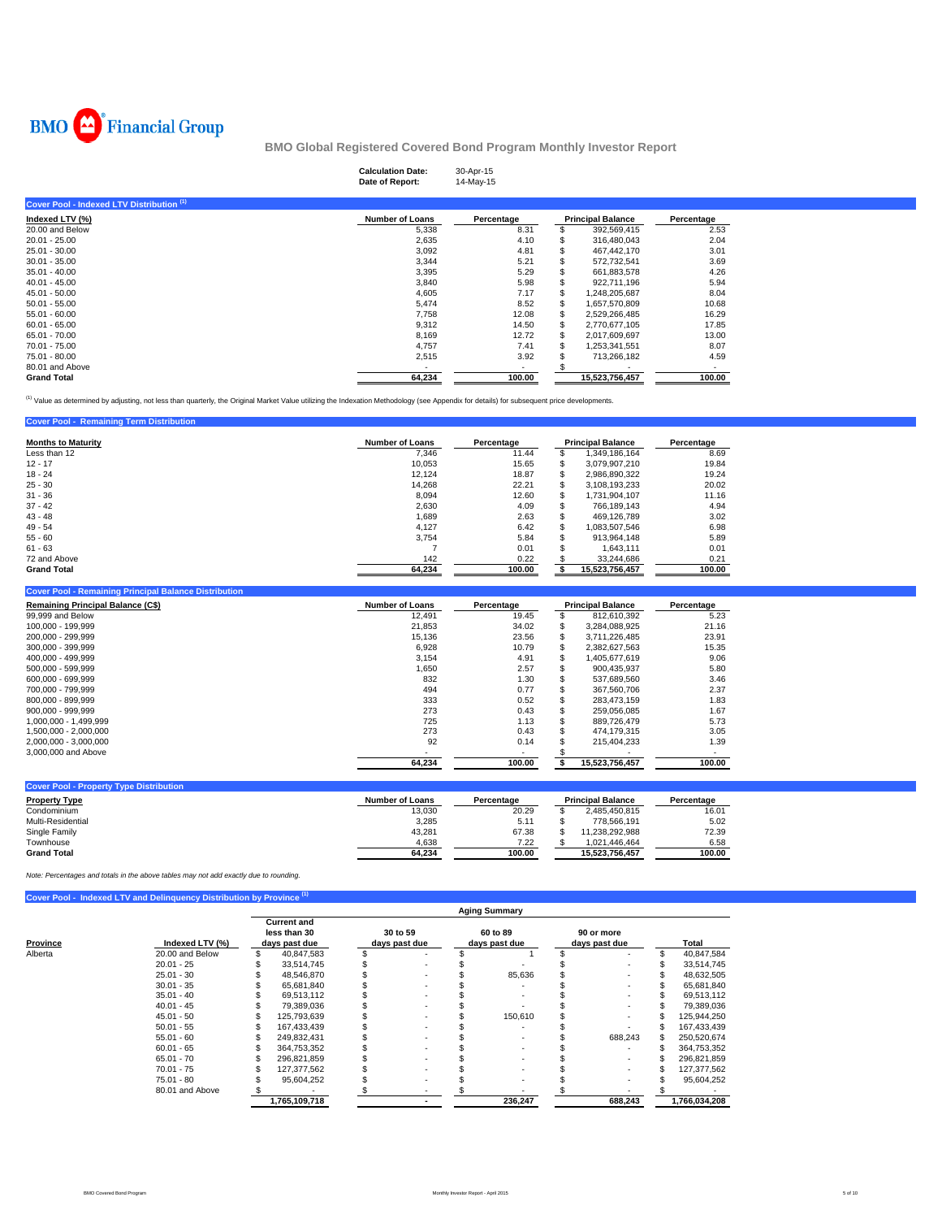BMO Financial Group

## BMO Global Registered Covered Bond Program Monthly Investor Report

| | |
|---|---|
| **Calculation Date:** | 30-Apr-15 |
| **Date of Report:** | 14-May-15 |

### Cover Pool - Indexed LTV Distribution [(1)]

| Indexed LTV (%) | Number of Loans | Percentage | Principal Balance | Percentage |
|---|---|---|---|---|
| 20.00 and Below | 5,338 | 8.31 | $ 392,569,415 | 2.53 |
| 20.01 - 25.00 | 2,635 | 4.10 | $ 316,480,043 | 2.04 |
| 25.01 - 30.00 | 3,092 | 4.81 | $ 467,442,170 | 3.01 |
| 30.01 - 35.00 | 3,344 | 5.21 | $ 572,732,541 | 3.69 |
| 35.01 - 40.00 | 3,395 | 5.29 | $ 661,883,578 | 4.26 |
| 40.01 - 45.00 | 3,840 | 5.98 | $ 922,711,196 | 5.94 |
| 45.01 - 50.00 | 4,605 | 7.17 | $ 1,248,205,687 | 8.04 |
| 50.01 - 55.00 | 5,474 | 8.52 | $ 1,657,570,809 | 10.68 |
| 55.01 - 60.00 | 7,758 | 12.08 | $ 2,529,266,485 | 16.29 |
| 60.01 - 65.00 | 9,312 | 14.50 | $ 2,770,677,105 | 17.85 |
| 65.01 - 70.00 | 8,169 | 12.72 | $ 2,017,609,697 | 13.00 |
| 70.01 - 75.00 | 4,757 | 7.41 | $ 1,253,341,551 | 8.07 |
| 75.01 - 80.00 | 2,515 | 3.92 | $ 713,266,182 | 4.59 |
| 80.01 and Above | - | - | $ - | - |
| **Grand Total** | **64,234** | **100.00** | **15,523,756,457** | **100.00** |

[(1)] Value as determined by adjusting, not less than quarterly, the Original Market Value utilizing the Indexation Methodology (see Appendix for details) for subsequent price developments.

### Cover Pool - Remaining Term Distribution

| Months to Maturity | Number of Loans | Percentage | Principal Balance | Percentage |
|---|---|---|---|---|
| Less than 12 | 7,346 | 11.44 | $ 1,349,186,164 | 8.69 |
| 12 - 17 | 10,053 | 15.65 | $ 3,079,907,210 | 19.84 |
| 18 - 24 | 12,124 | 18.87 | $ 2,986,890,322 | 19.24 |
| 25 - 30 | 14,268 | 22.21 | $ 3,108,193,233 | 20.02 |
| 31 - 36 | 8,094 | 12.60 | $ 1,731,904,107 | 11.16 |
| 37 - 42 | 2,630 | 4.09 | $ 766,189,143 | 4.94 |
| 43 - 48 | 1,689 | 2.63 | $ 469,126,789 | 3.02 |
| 49 - 54 | 4,127 | 6.42 | $ 1,083,507,546 | 6.98 |
| 55 - 60 | 3,754 | 5.84 | $ 913,964,148 | 5.89 |
| 61 - 63 | 7 | 0.01 | $ 1,643,111 | 0.01 |
| 72 and Above | 142 | 0.22 | $ 33,244,686 | 0.21 |
| **Grand Total** | **64,234** | **100.00** | **$ 15,523,756,457** | **100.00** |

### Cover Pool - Remaining Principal Balance Distribution

| Remaining Principal Balance (C$) | Number of Loans | Percentage | Principal Balance | Percentage |
|---|---|---|---|---|
| 99,999 and Below | 12,491 | 19.45 | $ 812,610,392 | 5.23 |
| 100,000 - 199,999 | 21,853 | 34.02 | $ 3,284,088,925 | 21.16 |
| 200,000 - 299,999 | 15,136 | 23.56 | $ 3,711,226,485 | 23.91 |
| 300,000 - 399,999 | 6,928 | 10.79 | $ 2,382,627,563 | 15.35 |
| 400,000 - 499,999 | 3,154 | 4.91 | $ 1,405,677,619 | 9.06 |
| 500,000 - 599,999 | 1,650 | 2.57 | $ 900,435,937 | 5.80 |
| 600,000 - 699,999 | 832 | 1.30 | $ 537,689,560 | 3.46 |
| 700,000 - 799,999 | 494 | 0.77 | $ 367,560,706 | 2.37 |
| 800,000 - 899,999 | 333 | 0.52 | $ 283,473,159 | 1.83 |
| 900,000 - 999,999 | 273 | 0.43 | $ 259,056,085 | 1.67 |
| 1,000,000 - 1,499,999 | 725 | 1.13 | $ 889,726,479 | 5.73 |
| 1,500,000 - 2,000,000 | 273 | 0.43 | $ 474,179,315 | 3.05 |
| 2,000,000 - 3,000,000 | 92 | 0.14 | $ 215,404,233 | 1.39 |
| 3,000,000 and Above | - | - | $ - | - |
| | **64,234** | **100.00** | **$ 15,523,756,457** | **100.00** |

### Cover Pool - Property Type Distribution

| Property Type | Number of Loans | Percentage | Principal Balance | Percentage |
|---|---|---|---|---|
| Condominium | 13,030 | 20.29 | $ 2,485,450,815 | 16.01 |
| Multi-Residential | 3,285 | 5.11 | $ 778,566,191 | 5.02 |
| Single Family | 43,281 | 67.38 | $ 11,238,292,988 | 72.39 |
| Townhouse | 4,638 | 7.22 | $ 1,021,446,464 | 6.58 |
| **Grand Total** | **64,234** | **100.00** | **15,523,756,457** | **100.00** |

*Note: Percentages and totals in the above tables may not add exactly due to rounding.*

### Cover Pool - Indexed LTV and Delinquency Distribution by Province [(1)]

| | | Aging Summary | | | | |
|---|---|---|---|---|---|---|
| **Province** | **Indexed LTV (%)** | **Current and less than 30 days past due** | **30 to 59 days past due** | **60 to 89 days past due** | **90 or more days past due** | **Total** |
| Alberta | 20.00 and Below | $ 40,847,583 | $ - | $ 1 | $ - | $ 40,847,584 |
| | 20.01 - 25 | $ 33,514,745 | $ - | $ - | $ - | $ 33,514,745 |
| | 25.01 - 30 | $ 48,546,870 | $ - | $ 85,636 | $ - | $ 48,632,505 |
| | 30.01 - 35 | $ 65,681,840 | $ - | $ - | $ - | $ 65,681,840 |
| | 35.01 - 40 | $ 69,513,112 | $ - | $ - | $ - | $ 69,513,112 |
| | 40.01 - 45 | $ 79,389,036 | $ - | $ - | $ - | $ 79,389,036 |
| | 45.01 - 50 | $ 125,793,639 | $ - | $ 150,610 | $ - | $ 125,944,250 |
| | 50.01 - 55 | $ 167,433,439 | $ - | $ - | $ - | $ 167,433,439 |
| | 55.01 - 60 | $ 249,832,431 | $ - | $ - | $ 688,243 | $ 250,520,674 |
| | 60.01 - 65 | $ 364,753,352 | $ - | $ - | $ - | $ 364,753,352 |
| | 65.01 - 70 | $ 296,821,859 | $ - | $ - | $ - | $ 296,821,859 |
| | 70.01 - 75 | $ 127,377,562 | $ - | $ - | $ - | $ 127,377,562 |
| | 75.01 - 80 | $ 95,604,252 | $ - | $ - | $ - | $ 95,604,252 |
| | 80.01 and Above | $ - | $ - | $ - | $ - | $ - |
| | | **1,765,109,718** | **-** | **236,247** | **688,243** | **1,766,034,208** |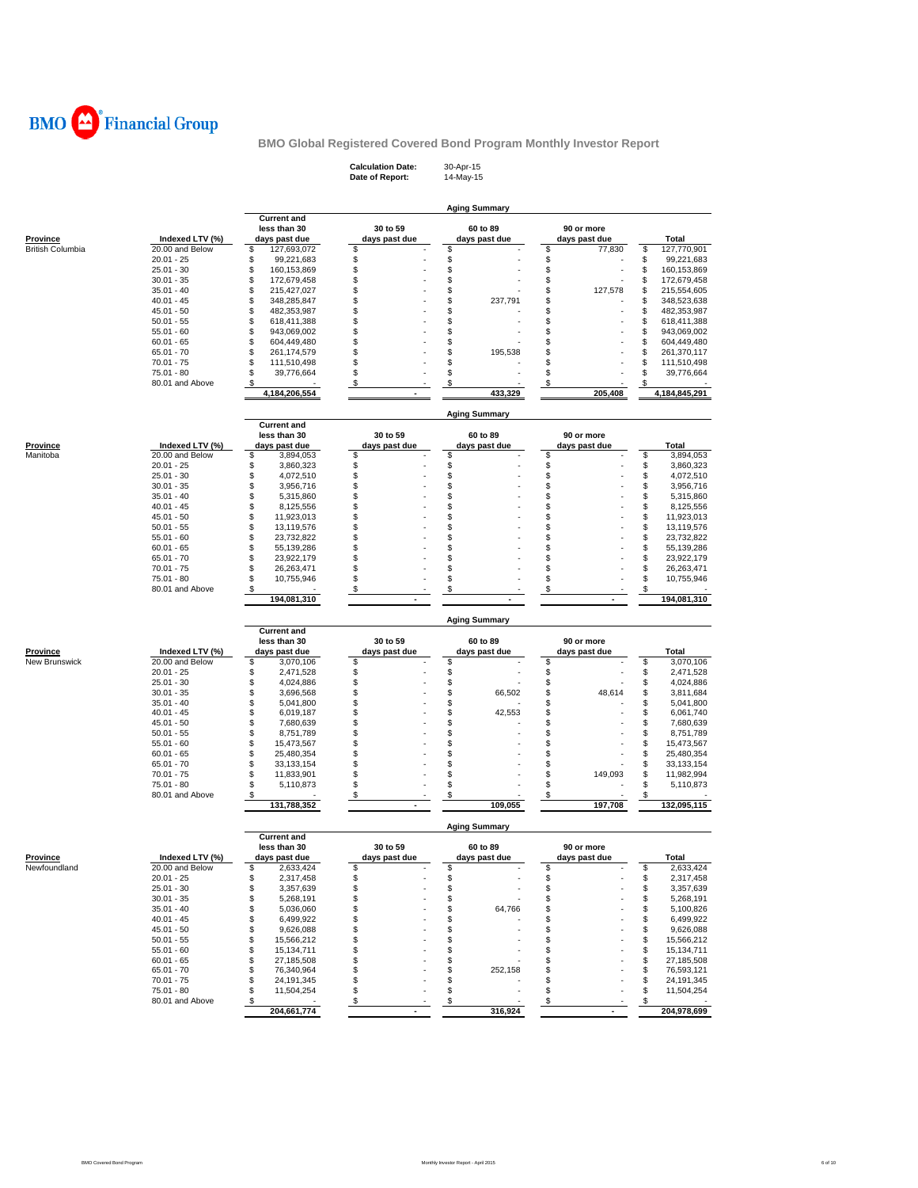BMO Financial Group

# BMO Global Registered Covered Bond Program Monthly Investor Report

**Calculation Date:** 30-Apr-15
**Date of Report:** 14-May-15

## Aging Summary

| Province | Indexed LTV (%) | Current and less than 30 days past due | 30 to 59 days past due | 60 to 89 days past due | 90 or more days past due | Total |
|---|---|---|---|---|---|---|
| British Columbia | 20.00 and Below | $ 127,693,072 | $ - | $ - | $ 77,830 | $ 127,770,901 |
| | 20.01 - 25 | $ 99,221,683 | $ - | $ - | $ - | $ 99,221,683 |
| | 25.01 - 30 | $ 160,153,869 | $ - | $ - | $ - | $ 160,153,869 |
| | 30.01 - 35 | $ 172,679,458 | $ - | $ - | $ - | $ 172,679,458 |
| | 35.01 - 40 | $ 215,427,027 | $ - | $ - | $ 127,578 | $ 215,554,605 |
| | 40.01 - 45 | $ 348,285,847 | $ - | $ 237,791 | $ - | $ 348,523,638 |
| | 45.01 - 50 | $ 482,353,987 | $ - | $ - | $ - | $ 482,353,987 |
| | 50.01 - 55 | $ 618,411,388 | $ - | $ - | $ - | $ 618,411,388 |
| | 55.01 - 60 | $ 943,069,002 | $ - | $ - | $ - | $ 943,069,002 |
| | 60.01 - 65 | $ 604,449,480 | $ - | $ - | $ - | $ 604,449,480 |
| | 65.01 - 70 | $ 261,174,579 | $ - | $ 195,538 | $ - | $ 261,370,117 |
| | 70.01 - 75 | $ 111,510,498 | $ - | $ - | $ - | $ 111,510,498 |
| | 75.01 - 80 | $ 39,776,664 | $ - | $ - | $ - | $ 39,776,664 |
| | 80.01 and Above | $ - | $ - | $ - | $ - | $ - |
| | | 4,184,206,554 | - | 433,329 | 205,408 | 4,184,845,291 |

## Aging Summary

| Province | Indexed LTV (%) | Current and less than 30 days past due | 30 to 59 days past due | 60 to 89 days past due | 90 or more days past due | Total |
|---|---|---|---|---|---|---|
| Manitoba | 20.00 and Below | $ 3,894,053 | $ - | $ - | $ - | $ 3,894,053 |
| | 20.01 - 25 | $ 3,860,323 | $ - | $ - | $ - | $ 3,860,323 |
| | 25.01 - 30 | $ 4,072,510 | $ - | $ - | $ - | $ 4,072,510 |
| | 30.01 - 35 | $ 3,956,716 | $ - | $ - | $ - | $ 3,956,716 |
| | 35.01 - 40 | $ 5,315,860 | $ - | $ - | $ - | $ 5,315,860 |
| | 40.01 - 45 | $ 8,125,556 | $ - | $ - | $ - | $ 8,125,556 |
| | 45.01 - 50 | $ 11,923,013 | $ - | $ - | $ - | $ 11,923,013 |
| | 50.01 - 55 | $ 13,119,576 | $ - | $ - | $ - | $ 13,119,576 |
| | 55.01 - 60 | $ 23,732,822 | $ - | $ - | $ - | $ 23,732,822 |
| | 60.01 - 65 | $ 55,139,286 | $ - | $ - | $ - | $ 55,139,286 |
| | 65.01 - 70 | $ 23,922,179 | $ - | $ - | $ - | $ 23,922,179 |
| | 70.01 - 75 | $ 26,263,471 | $ - | $ - | $ - | $ 26,263,471 |
| | 75.01 - 80 | $ 10,755,946 | $ - | $ - | $ - | $ 10,755,946 |
| | 80.01 and Above | $ - | $ - | $ - | $ - | $ - |
| | | 194,081,310 | - | - | - | 194,081,310 |

## Aging Summary

| Province | Indexed LTV (%) | Current and less than 30 days past due | 30 to 59 days past due | 60 to 89 days past due | 90 or more days past due | Total |
|---|---|---|---|---|---|---|
| New Brunswick | 20.00 and Below | $ 3,070,106 | $ - | $ - | $ - | $ 3,070,106 |
| | 20.01 - 25 | $ 2,471,528 | $ - | $ - | $ - | $ 2,471,528 |
| | 25.01 - 30 | $ 4,024,886 | $ - | $ - | $ - | $ 4,024,886 |
| | 30.01 - 35 | $ 3,696,568 | $ - | $ 66,502 | $ 48,614 | $ 3,811,684 |
| | 35.01 - 40 | $ 5,041,800 | $ - | $ - | $ - | $ 5,041,800 |
| | 40.01 - 45 | $ 6,019,187 | $ - | $ 42,553 | $ - | $ 6,061,740 |
| | 45.01 - 50 | $ 7,680,639 | $ - | $ - | $ - | $ 7,680,639 |
| | 50.01 - 55 | $ 8,751,789 | $ - | $ - | $ - | $ 8,751,789 |
| | 55.01 - 60 | $ 15,473,567 | $ - | $ - | $ - | $ 15,473,567 |
| | 60.01 - 65 | $ 25,480,354 | $ - | $ - | $ - | $ 25,480,354 |
| | 65.01 - 70 | $ 33,133,154 | $ - | $ - | $ - | $ 33,133,154 |
| | 70.01 - 75 | $ 11,833,901 | $ - | $ - | $ 149,093 | $ 11,982,994 |
| | 75.01 - 80 | $ 5,110,873 | $ - | $ - | $ - | $ 5,110,873 |
| | 80.01 and Above | $ - | $ - | $ - | $ - | $ - |
| | | 131,788,352 | - | 109,055 | 197,708 | 132,095,115 |

## Aging Summary

| Province | Indexed LTV (%) | Current and less than 30 days past due | 30 to 59 days past due | 60 to 89 days past due | 90 or more days past due | Total |
|---|---|---|---|---|---|---|
| Newfoundland | 20.00 and Below | $ 2,633,424 | $ - | $ - | $ - | $ 2,633,424 |
| | 20.01 - 25 | $ 2,317,458 | $ - | $ - | $ - | $ 2,317,458 |
| | 25.01 - 30 | $ 3,357,639 | $ - | $ - | $ - | $ 3,357,639 |
| | 30.01 - 35 | $ 5,268,191 | $ - | $ - | $ - | $ 5,268,191 |
| | 35.01 - 40 | $ 5,036,060 | $ - | $ 64,766 | $ - | $ 5,100,826 |
| | 40.01 - 45 | $ 6,499,922 | $ - | $ - | $ - | $ 6,499,922 |
| | 45.01 - 50 | $ 9,626,088 | $ - | $ - | $ - | $ 9,626,088 |
| | 50.01 - 55 | $ 15,566,212 | $ - | $ - | $ - | $ 15,566,212 |
| | 55.01 - 60 | $ 15,134,711 | $ - | $ - | $ - | $ 15,134,711 |
| | 60.01 - 65 | $ 27,185,508 | $ - | $ - | $ - | $ 27,185,508 |
| | 65.01 - 70 | $ 76,340,964 | $ - | $ 252,158 | $ - | $ 76,593,121 |
| | 70.01 - 75 | $ 24,191,345 | $ - | $ - | $ - | $ 24,191,345 |
| | 75.01 - 80 | $ 11,504,254 | $ - | $ - | $ - | $ 11,504,254 |
| | 80.01 and Above | $ - | $ - | $ - | $ - | $ - |
| | | 204,661,774 | - | 316,924 | - | 204,978,699 |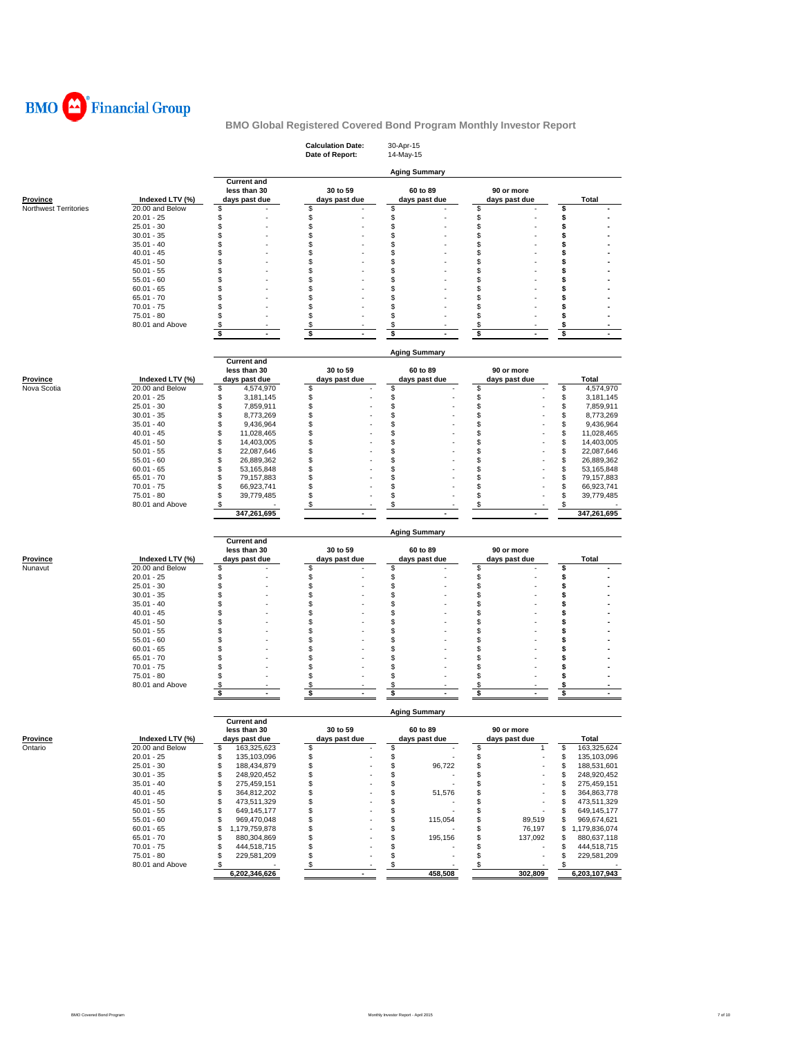BMO Financial Group

## BMO Global Registered Covered Bond Program Monthly Investor Report

**Calculation Date:** 30-Apr-15
**Date of Report:** 14-May-15

### Aging Summary

| Province | Indexed LTV (%) | Current and less than 30 days past due | 30 to 59 days past due | 60 to 89 days past due | 90 or more days past due | Total |
|---|---|---|---|---|---|---|
| Northwest Territories | 20.00 and Below | $ - | $ - | $ - | $ - | $ - |
| | 20.01 - 25 | $ - | $ - | $ - | $ - | $ - |
| | 25.01 - 30 | $ - | $ - | $ - | $ - | $ - |
| | 30.01 - 35 | $ - | $ - | $ - | $ - | $ - |
| | 35.01 - 40 | $ - | $ - | $ - | $ - | $ - |
| | 40.01 - 45 | $ - | $ - | $ - | $ - | $ - |
| | 45.01 - 50 | $ - | $ - | $ - | $ - | $ - |
| | 50.01 - 55 | $ - | $ - | $ - | $ - | $ - |
| | 55.01 - 60 | $ - | $ - | $ - | $ - | $ - |
| | 60.01 - 65 | $ - | $ - | $ - | $ - | $ - |
| | 65.01 - 70 | $ - | $ - | $ - | $ - | $ - |
| | 70.01 - 75 | $ - | $ - | $ - | $ - | $ - |
| | 75.01 - 80 | $ - | $ - | $ - | $ - | $ - |
| | 80.01 and Above | $ - | $ - | $ - | $ - | $ - |
| | | $ - | $ - | $ - | $ - | $ - |

### Aging Summary

| Province | Indexed LTV (%) | Current and less than 30 days past due | 30 to 59 days past due | 60 to 89 days past due | 90 or more days past due | Total |
|---|---|---|---|---|---|---|
| Nova Scotia | 20.00 and Below | $ 4,574,970 | $ - | $ - | $ - | $ 4,574,970 |
| | 20.01 - 25 | $ 3,181,145 | $ - | $ - | $ - | $ 3,181,145 |
| | 25.01 - 30 | $ 7,859,911 | $ - | $ - | $ - | $ 7,859,911 |
| | 30.01 - 35 | $ 8,773,269 | $ - | $ - | $ - | $ 8,773,269 |
| | 35.01 - 40 | $ 9,436,964 | $ - | $ - | $ - | $ 9,436,964 |
| | 40.01 - 45 | $ 11,028,465 | $ - | $ - | $ - | $ 11,028,465 |
| | 45.01 - 50 | $ 14,403,005 | $ - | $ - | $ - | $ 14,403,005 |
| | 50.01 - 55 | $ 22,087,646 | $ - | $ - | $ - | $ 22,087,646 |
| | 55.01 - 60 | $ 26,889,362 | $ - | $ - | $ - | $ 26,889,362 |
| | 60.01 - 65 | $ 53,165,848 | $ - | $ - | $ - | $ 53,165,848 |
| | 65.01 - 70 | $ 79,157,883 | $ - | $ - | $ - | $ 79,157,883 |
| | 70.01 - 75 | $ 66,923,741 | $ - | $ - | $ - | $ 66,923,741 |
| | 75.01 - 80 | $ 39,779,485 | $ - | $ - | $ - | $ 39,779,485 |
| | 80.01 and Above | $ - | $ - | $ - | $ - | $ - |
| | | 347,261,695 | - | - | - | 347,261,695 |

### Aging Summary

| Province | Indexed LTV (%) | Current and less than 30 days past due | 30 to 59 days past due | 60 to 89 days past due | 90 or more days past due | Total |
|---|---|---|---|---|---|---|
| Nunavut | 20.00 and Below | $ - | $ - | $ - | $ - | $ - |
| | 20.01 - 25 | $ - | $ - | $ - | $ - | $ - |
| | 25.01 - 30 | $ - | $ - | $ - | $ - | $ - |
| | 30.01 - 35 | $ - | $ - | $ - | $ - | $ - |
| | 35.01 - 40 | $ - | $ - | $ - | $ - | $ - |
| | 40.01 - 45 | $ - | $ - | $ - | $ - | $ - |
| | 45.01 - 50 | $ - | $ - | $ - | $ - | $ - |
| | 50.01 - 55 | $ - | $ - | $ - | $ - | $ - |
| | 55.01 - 60 | $ - | $ - | $ - | $ - | $ - |
| | 60.01 - 65 | $ - | $ - | $ - | $ - | $ - |
| | 65.01 - 70 | $ - | $ - | $ - | $ - | $ - |
| | 70.01 - 75 | $ - | $ - | $ - | $ - | $ - |
| | 75.01 - 80 | $ - | $ - | $ - | $ - | $ - |
| | 80.01 and Above | $ - | $ - | $ - | $ - | $ - |
| | | $ - | $ - | $ - | $ - | $ - |

### Aging Summary

| Province | Indexed LTV (%) | Current and less than 30 days past due | 30 to 59 days past due | 60 to 89 days past due | 90 or more days past due | Total |
|---|---|---|---|---|---|---|
| Ontario | 20.00 and Below | $ 163,325,623 | $ - | $ - | $ 1 | $ 163,325,624 |
| | 20.01 - 25 | $ 135,103,096 | $ - | $ - | $ - | $ 135,103,096 |
| | 25.01 - 30 | $ 188,434,879 | $ - | $ 96,722 | $ - | $ 188,531,601 |
| | 30.01 - 35 | $ 248,920,452 | $ - | $ - | $ - | $ 248,920,452 |
| | 35.01 - 40 | $ 275,459,151 | $ - | $ - | $ - | $ 275,459,151 |
| | 40.01 - 45 | $ 364,812,202 | $ - | $ 51,576 | $ - | $ 364,863,778 |
| | 45.01 - 50 | $ 473,511,329 | $ - | $ - | $ - | $ 473,511,329 |
| | 50.01 - 55 | $ 649,145,177 | $ - | $ - | $ - | $ 649,145,177 |
| | 55.01 - 60 | $ 969,470,048 | $ - | $ 115,054 | $ 89,519 | $ 969,674,621 |
| | 60.01 - 65 | $ 1,179,759,878 | $ - | $ - | $ 76,197 | $ 1,179,836,074 |
| | 65.01 - 70 | $ 880,304,869 | $ - | $ 195,156 | $ 137,092 | $ 880,637,118 |
| | 70.01 - 75 | $ 444,518,715 | $ - | $ - | $ - | $ 444,518,715 |
| | 75.01 - 80 | $ 229,581,209 | $ - | $ - | $ - | $ 229,581,209 |
| | 80.01 and Above | $ - | $ - | $ - | $ - | $ - |
| | | 6,202,346,626 | - | 458,508 | 302,809 | 6,203,107,943 |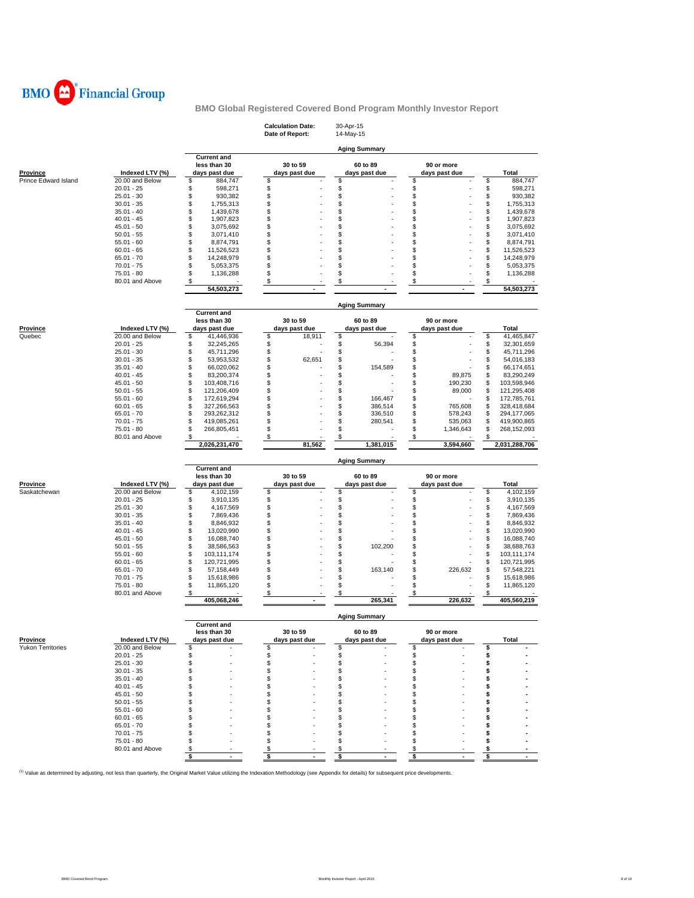BMO Financial Group

# BMO Global Registered Covered Bond Program Monthly Investor Report

**Calculation Date:** 30-Apr-15
**Date of Report:** 14-May-15

## Aging Summary

| Province | Indexed LTV (%) | Current and less than 30 days past due | 30 to 59 days past due | 60 to 89 days past due | 90 or more days past due | Total |
|---|---|---|---|---|---|---|
| Prince Edward Island | 20.00 and Below | $ 884,747 | $ - | $ - | $ - | $ 884,747 |
| | 20.01 - 25 | $ 598,271 | $ - | $ - | $ - | $ 598,271 |
| | 25.01 - 30 | $ 930,382 | $ - | $ - | $ - | $ 930,382 |
| | 30.01 - 35 | $ 1,755,313 | $ - | $ - | $ - | $ 1,755,313 |
| | 35.01 - 40 | $ 1,439,678 | $ - | $ - | $ - | $ 1,439,678 |
| | 40.01 - 45 | $ 1,907,823 | $ - | $ - | $ - | $ 1,907,823 |
| | 45.01 - 50 | $ 3,075,692 | $ - | $ - | $ - | $ 3,075,692 |
| | 50.01 - 55 | $ 3,071,410 | $ - | $ - | $ - | $ 3,071,410 |
| | 55.01 - 60 | $ 8,874,791 | $ - | $ - | $ - | $ 8,874,791 |
| | 60.01 - 65 | $ 11,526,523 | $ - | $ - | $ - | $ 11,526,523 |
| | 65.01 - 70 | $ 14,248,979 | $ - | $ - | $ - | $ 14,248,979 |
| | 70.01 - 75 | $ 5,053,375 | $ - | $ - | $ - | $ 5,053,375 |
| | 75.01 - 80 | $ 1,136,288 | $ - | $ - | $ - | $ 1,136,288 |
| | 80.01 and Above | $ - | $ - | $ - | $ - | $ - |
| | | 54,503,273 | - | - | - | 54,503,273 |

## Aging Summary

| Province | Indexed LTV (%) | Current and less than 30 days past due | 30 to 59 days past due | 60 to 89 days past due | 90 or more days past due | Total |
|---|---|---|---|---|---|---|
| Quebec | 20.00 and Below | $ 41,446,936 | $ 18,911 | $ - | $ - | $ 41,465,847 |
| | 20.01 - 25 | $ 32,245,265 | $ - | $ 56,394 | $ - | $ 32,301,659 |
| | 25.01 - 30 | $ 45,711,296 | $ - | $ - | $ - | $ 45,711,296 |
| | 30.01 - 35 | $ 53,953,532 | $ 62,651 | $ - | $ - | $ 54,016,183 |
| | 35.01 - 40 | $ 66,020,062 | $ - | $ 154,589 | $ - | $ 66,174,651 |
| | 40.01 - 45 | $ 83,200,374 | $ - | $ - | $ 89,875 | $ 83,290,249 |
| | 45.01 - 50 | $ 103,408,716 | $ - | $ - | $ 190,230 | $ 103,598,946 |
| | 50.01 - 55 | $ 121,206,409 | $ - | $ - | $ 89,000 | $ 121,295,408 |
| | 55.01 - 60 | $ 172,619,294 | $ - | $ 166,467 | $ - | $ 172,785,761 |
| | 60.01 - 65 | $ 327,266,563 | $ - | $ 386,514 | $ 765,608 | $ 328,418,684 |
| | 65.01 - 70 | $ 293,262,312 | $ - | $ 336,510 | $ 578,243 | $ 294,177,065 |
| | 70.01 - 75 | $ 419,085,261 | $ - | $ 280,541 | $ 535,063 | $ 419,900,865 |
| | 75.01 - 80 | $ 266,805,451 | $ - | $ - | $ 1,346,643 | $ 268,152,093 |
| | 80.01 and Above | $ - | $ - | $ - | $ - | $ - |
| | | 2,026,231,470 | 81,562 | 1,381,015 | 3,594,660 | 2,031,288,706 |

## Aging Summary

| Province | Indexed LTV (%) | Current and less than 30 days past due | 30 to 59 days past due | 60 to 89 days past due | 90 or more days past due | Total |
|---|---|---|---|---|---|---|
| Saskatchewan | 20.00 and Below | $ 4,102,159 | $ - | $ - | $ - | $ 4,102,159 |
| | 20.01 - 25 | $ 3,910,135 | $ - | $ - | $ - | $ 3,910,135 |
| | 25.01 - 30 | $ 4,167,569 | $ - | $ - | $ - | $ 4,167,569 |
| | 30.01 - 35 | $ 7,869,436 | $ - | $ - | $ - | $ 7,869,436 |
| | 35.01 - 40 | $ 8,846,932 | $ - | $ - | $ - | $ 8,846,932 |
| | 40.01 - 45 | $ 13,020,990 | $ - | $ - | $ - | $ 13,020,990 |
| | 45.01 - 50 | $ 16,088,740 | $ - | $ - | $ - | $ 16,088,740 |
| | 50.01 - 55 | $ 38,586,563 | $ - | $ 102,200 | $ - | $ 38,688,763 |
| | 55.01 - 60 | $ 103,111,174 | $ - | $ - | $ - | $ 103,111,174 |
| | 60.01 - 65 | $ 120,721,995 | $ - | $ - | $ - | $ 120,721,995 |
| | 65.01 - 70 | $ 57,158,449 | $ - | $ 163,140 | $ 226,632 | $ 57,548,221 |
| | 70.01 - 75 | $ 15,618,986 | $ - | $ - | $ - | $ 15,618,986 |
| | 75.01 - 80 | $ 11,865,120 | $ - | $ - | $ - | $ 11,865,120 |
| | 80.01 and Above | $ - | $ - | $ - | $ - | $ - |
| | | 405,068,246 | - | 265,341 | 226,632 | 405,560,219 |

## Aging Summary

| Province | Indexed LTV (%) | Current and less than 30 days past due | 30 to 59 days past due | 60 to 89 days past due | 90 or more days past due | Total |
|---|---|---|---|---|---|---|
| Yukon Territories | 20.00 and Below | $ - | $ - | $ - | $ - | $ - |
| | 20.01 - 25 | $ - | $ - | $ - | $ - | $ - |
| | 25.01 - 30 | $ - | $ - | $ - | $ - | $ - |
| | 30.01 - 35 | $ - | $ - | $ - | $ - | $ - |
| | 35.01 - 40 | $ - | $ - | $ - | $ - | $ - |
| | 40.01 - 45 | $ - | $ - | $ - | $ - | $ - |
| | 45.01 - 50 | $ - | $ - | $ - | $ - | $ - |
| | 50.01 - 55 | $ - | $ - | $ - | $ - | $ - |
| | 55.01 - 60 | $ - | $ - | $ - | $ - | $ - |
| | 60.01 - 65 | $ - | $ - | $ - | $ - | $ - |
| | 65.01 - 70 | $ - | $ - | $ - | $ - | $ - |
| | 70.01 - 75 | $ - | $ - | $ - | $ - | $ - |
| | 75.01 - 80 | $ - | $ - | $ - | $ - | $ - |
| | 80.01 and Above | $ - | $ - | $ - | $ - | $ - |
| | | $ - | $ - | $ - | $ - | $ - |

[1] Value as determined by adjusting, not less than quarterly, the Original Market Value utilizing the Indexation Methodology (see Appendix for details) for subsequent price developments.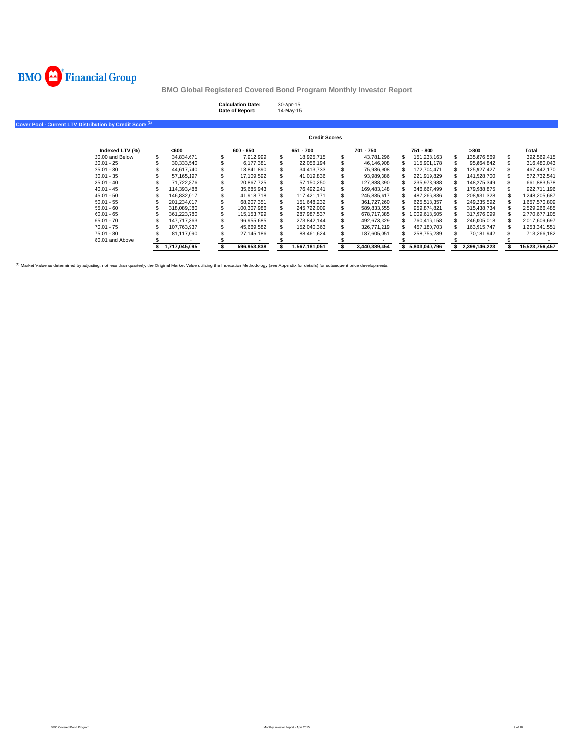BMO Financial Group

# BMO Global Registered Covered Bond Program Monthly Investor Report

**Calculation Date:** 30-Apr-15
**Date of Report:** 14-May-15

## Cover Pool - Current LTV Distribution by Credit Score [(1)]

| | Credit Scores | | | | | | |
|---|---|---|---|---|---|---|---|
| **Indexed LTV (%)** | **<600** | **600 - 650** | **651 - 700** | **701 - 750** | **751 - 800** | **>800** | **Total** |
| 20.00 and Below | $ 34,834,671 | $ 7,912,999 | $ 18,925,715 | $ 43,781,296 | $ 151,238,163 | $ 135,876,569 | $ 392,569,415 |
| 20.01 - 25 | $ 30,333,540 | $ 6,177,381 | $ 22,056,194 | $ 46,146,908 | $ 115,901,178 | $ 95,864,842 | $ 316,480,043 |
| 25.01 - 30 | $ 44,617,740 | $ 13,841,890 | $ 34,413,733 | $ 75,936,908 | $ 172,704,471 | $ 125,927,427 | $ 467,442,170 |
| 30.01 - 35 | $ 57,165,197 | $ 17,109,592 | $ 41,019,836 | $ 93,989,386 | $ 221,919,829 | $ 141,528,700 | $ 572,732,541 |
| 35.01 - 40 | $ 71,722,876 | $ 20,867,725 | $ 57,150,250 | $ 127,888,390 | $ 235,978,988 | $ 148,275,349 | $ 661,883,578 |
| 40.01 - 45 | $ 114,393,488 | $ 35,685,943 | $ 76,492,241 | $ 169,483,148 | $ 346,667,499 | $ 179,988,875 | $ 922,711,196 |
| 45.01 - 50 | $ 146,832,017 | $ 41,918,718 | $ 117,421,171 | $ 245,835,617 | $ 487,266,836 | $ 208,931,328 | $ 1,248,205,687 |
| 50.01 - 55 | $ 201,234,017 | $ 68,207,351 | $ 151,648,232 | $ 361,727,260 | $ 625,518,357 | $ 249,235,592 | $ 1,657,570,809 |
| 55.01 - 60 | $ 318,089,380 | $ 100,307,986 | $ 245,722,009 | $ 589,833,555 | $ 959,874,821 | $ 315,438,734 | $ 2,529,266,485 |
| 60.01 - 65 | $ 361,223,780 | $ 115,153,799 | $ 287,987,537 | $ 678,717,385 | $ 1,009,618,505 | $ 317,976,099 | $ 2,770,677,105 |
| 65.01 - 70 | $ 147,717,363 | $ 96,955,685 | $ 273,842,144 | $ 492,673,329 | $ 760,416,158 | $ 246,005,018 | $ 2,017,609,697 |
| 70.01 - 75 | $ 107,763,937 | $ 45,669,582 | $ 152,040,363 | $ 326,771,219 | $ 457,180,703 | $ 163,915,747 | $ 1,253,341,551 |
| 75.01 - 80 | $ 81,117,090 | $ 27,145,186 | $ 88,461,624 | $ 187,605,051 | $ 258,755,289 | $ 70,181,942 | $ 713,266,182 |
| 80.01 and Above | $ - | $ - | $ - | $ - | $ - | $ - | $ - |
| | **$ 1,717,045,095** | **$ 596,953,838** | **$ 1,567,181,051** | **$ 3,440,389,454** | **$ 5,803,040,796** | **$ 2,399,146,223** | **$ 15,523,756,457** |

[(1)] Market Value as determined by adjusting, not less than quarterly, the Original Market Value utilizing the Indexation Methodology (see Appendix for details) for subsequent price developments.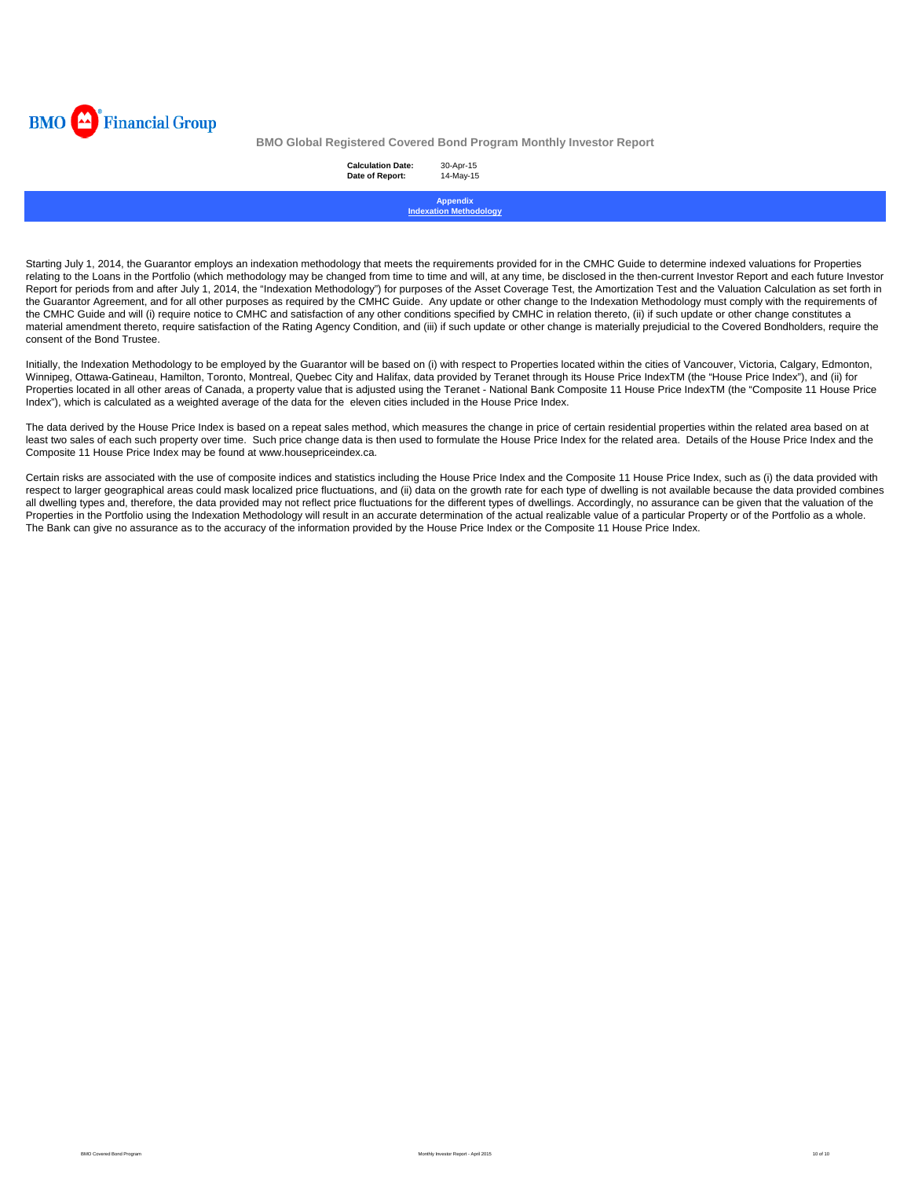# BMO Global Registered Covered Bond Program Monthly Investor Report

| | |
|---|---|
| **Calculation Date:** | 30-Apr-15 |
| **Date of Report:** | 14-May-15 |

## Appendix
## Indexation Methodology

Starting July 1, 2014, the Guarantor employs an indexation methodology that meets the requirements provided for in the CMHC Guide to determine indexed valuations for Properties relating to the Loans in the Portfolio (which methodology may be changed from time to time and will, at any time, be disclosed in the then-current Investor Report and each future Investor Report for periods from and after July 1, 2014, the "Indexation Methodology") for purposes of the Asset Coverage Test, the Amortization Test and the Valuation Calculation as set forth in the Guarantor Agreement, and for all other purposes as required by the CMHC Guide. Any update or other change to the Indexation Methodology must comply with the requirements of the CMHC Guide and will (i) require notice to CMHC and satisfaction of any other conditions specified by CMHC in relation thereto, (ii) if such update or other change constitutes a material amendment thereto, require satisfaction of the Rating Agency Condition, and (iii) if such update or other change is materially prejudicial to the Covered Bondholders, require the consent of the Bond Trustee.

Initially, the Indexation Methodology to be employed by the Guarantor will be based on (i) with respect to Properties located within the cities of Vancouver, Victoria, Calgary, Edmonton, Winnipeg, Ottawa-Gatineau, Hamilton, Toronto, Montreal, Quebec City and Halifax, data provided by Teranet through its House Price IndexTM (the "House Price Index"), and (ii) for Properties located in all other areas of Canada, a property value that is adjusted using the Teranet - National Bank Composite 11 House Price IndexTM (the "Composite 11 House Price Index"), which is calculated as a weighted average of the data for the eleven cities included in the House Price Index.

The data derived by the House Price Index is based on a repeat sales method, which measures the change in price of certain residential properties within the related area based on at least two sales of each such property over time. Such price change data is then used to formulate the House Price Index for the related area. Details of the House Price Index and the Composite 11 House Price Index may be found at www.housepriceindex.ca.

Certain risks are associated with the use of composite indices and statistics including the House Price Index and the Composite 11 House Price Index, such as (i) the data provided with respect to larger geographical areas could mask localized price fluctuations, and (ii) data on the growth rate for each type of dwelling is not available because the data provided combines all dwelling types and, therefore, the data provided may not reflect price fluctuations for the different types of dwellings. Accordingly, no assurance can be given that the valuation of the Properties in the Portfolio using the Indexation Methodology will result in an accurate determination of the actual realizable value of a particular Property or of the Portfolio as a whole. The Bank can give no assurance as to the accuracy of the information provided by the House Price Index or the Composite 11 House Price Index.